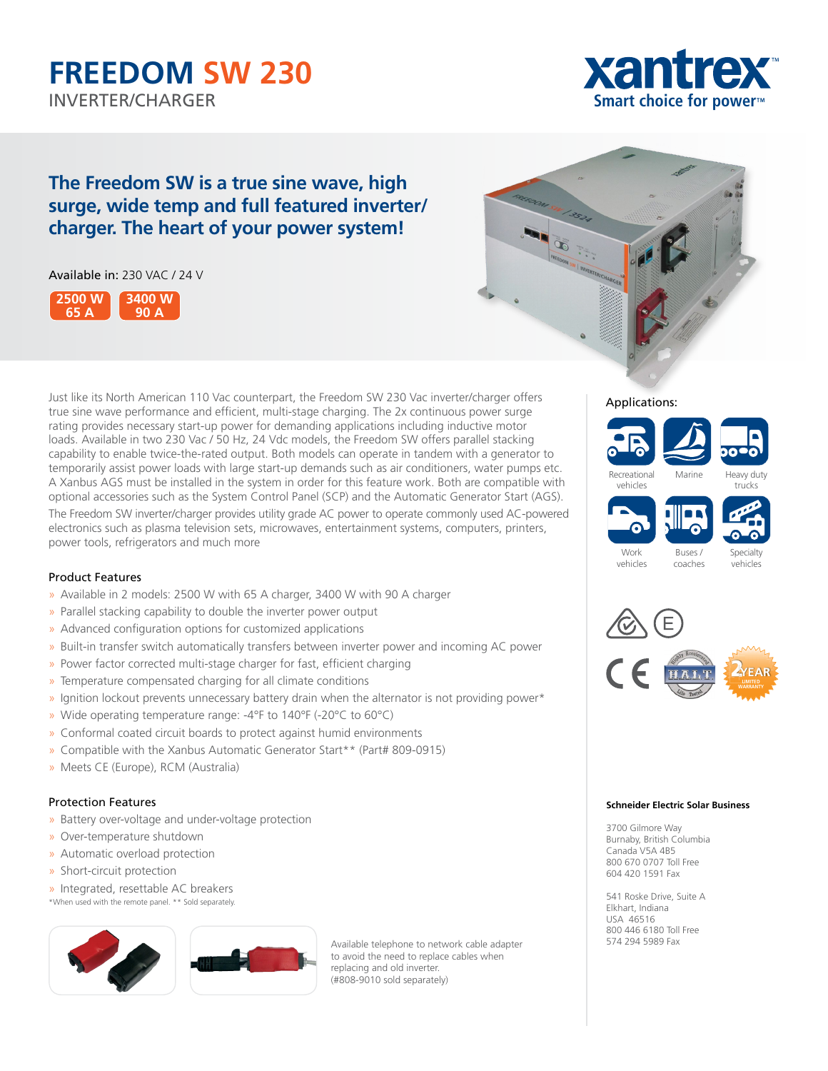# FREEDOM SW 230

INVERTER/CHARGER

xantrex
Smart choice for power™

## The Freedom SW is a true sine wave, high surge, wide temp and full featured inverter/charger. The heart of your power system!

**Available in:** 230 VAC / 24 V

**2500 W 65 A** | **3400 W 90 A**

Just like its North American 110 Vac counterpart, the Freedom SW 230 Vac inverter/charger offers true sine wave performance and efficient, multi-stage charging. The 2x continuous power surge rating provides necessary start-up power for demanding applications including inductive motor loads. Available in two 230 Vac / 50 Hz, 24 Vdc models, the Freedom SW offers parallel stacking capability to enable twice-the-rated output. Both models can operate in tandem with a generator to temporarily assist power loads with large start-up demands such as air conditioners, water pumps etc. A Xanbus AGS must be installed in the system in order for this feature work. Both are compatible with optional accessories such as the System Control Panel (SCP) and the Automatic Generator Start (AGS). The Freedom SW inverter/charger provides utility grade AC power to operate commonly used AC-powered electronics such as plasma television sets, microwaves, entertainment systems, computers, printers, power tools, refrigerators and much more

### Product Features

- Available in 2 models: 2500 W with 65 A charger, 3400 W with 90 A charger
- Parallel stacking capability to double the inverter power output
- Advanced configuration options for customized applications
- Built-in transfer switch automatically transfers between inverter power and incoming AC power
- Power factor corrected multi-stage charger for fast, efficient charging
- Temperature compensated charging for all climate conditions
- Ignition lockout prevents unnecessary battery drain when the alternator is not providing power*
- Wide operating temperature range: -4°F to 140°F (-20°C to 60°C)
- Conformal coated circuit boards to protect against humid environments
- Compatible with the Xanbus Automatic Generator Start** (Part# 809-0915)
- Meets CE (Europe), RCM (Australia)

### Protection Features

- Battery over-voltage and under-voltage protection
- Over-temperature shutdown
- Automatic overload protection
- Short-circuit protection
- Integrated, resettable AC breakers

*When used with the remote panel. ** Sold separately.

Available telephone to network cable adapter to avoid the need to replace cables when replacing and old inverter. (#808-9010 sold separately)

### Applications:

Recreational vehicles | Marine | Heavy duty trucks | Work vehicles | Buses / coaches | Specialty vehicles

2 YEAR LIMITED WARRANTY

**Schneider Electric Solar Business**

3700 Gilmore Way
Burnaby, British Columbia
Canada V5A 4B5
800 670 0707 Toll Free
604 420 1591 Fax

541 Roske Drive, Suite A
Elkhart, Indiana
USA 46516
800 446 6180 Toll Free
574 294 5989 Fax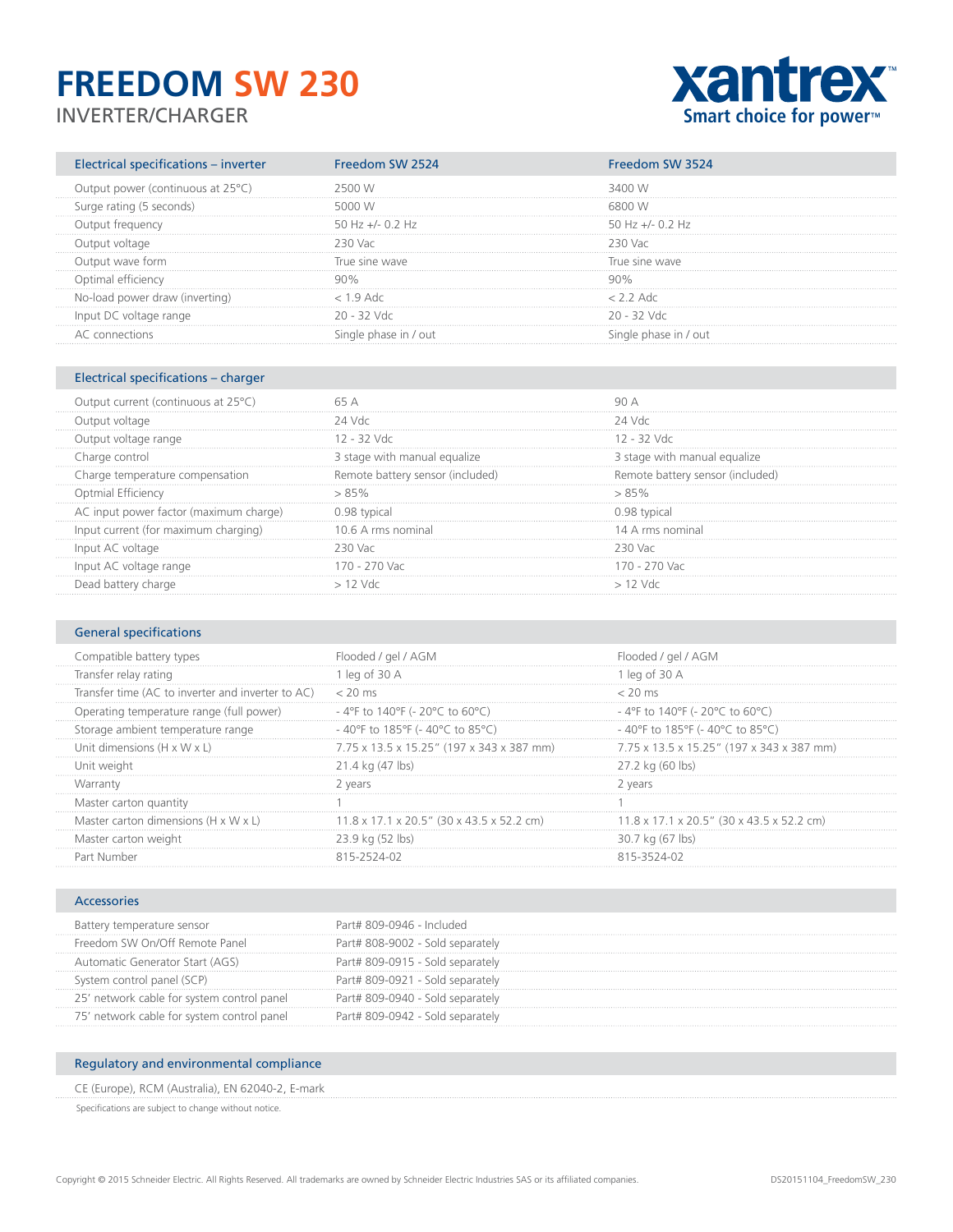# FREEDOM SW 230

INVERTER/CHARGER

xantrex
Smart choice for power™

| Electrical specifications – inverter | Freedom SW 2524 | Freedom SW 3524 |
|---|---|---|
| Output power (continuous at 25°C) | 2500 W | 3400 W |
| Surge rating (5 seconds) | 5000 W | 6800 W |
| Output frequency | 50 Hz +/- 0.2 Hz | 50 Hz +/- 0.2 Hz |
| Output voltage | 230 Vac | 230 Vac |
| Output wave form | True sine wave | True sine wave |
| Optimal efficiency | 90% | 90% |
| No-load power draw (inverting) | < 1.9 Adc | < 2.2 Adc |
| Input DC voltage range | 20 - 32 Vdc | 20 - 32 Vdc |
| AC connections | Single phase in / out | Single phase in / out |

| Electrical specifications – charger | | |
|---|---|---|
| Output current (continuous at 25°C) | 65 A | 90 A |
| Output voltage | 24 Vdc | 24 Vdc |
| Output voltage range | 12 - 32 Vdc | 12 - 32 Vdc |
| Charge control | 3 stage with manual equalize | 3 stage with manual equalize |
| Charge temperature compensation | Remote battery sensor (included) | Remote battery sensor (included) |
| Optmial Efficiency | > 85% | > 85% |
| AC input power factor (maximum charge) | 0.98 typical | 0.98 typical |
| Input current (for maximum charging) | 10.6 A rms nominal | 14 A rms nominal |
| Input AC voltage | 230 Vac | 230 Vac |
| Input AC voltage range | 170 - 270 Vac | 170 - 270 Vac |
| Dead battery charge | > 12 Vdc | > 12 Vdc |

| General specifications | | |
|---|---|---|
| Compatible battery types | Flooded / gel / AGM | Flooded / gel / AGM |
| Transfer relay rating | 1 leg of 30 A | 1 leg of 30 A |
| Transfer time (AC to inverter and inverter to AC) | < 20 ms | < 20 ms |
| Operating temperature range (full power) | - 4°F to 140°F (- 20°C to 60°C) | - 4°F to 140°F (- 20°C to 60°C) |
| Storage ambient temperature range | - 40°F to 185°F (- 40°C to 85°C) | - 40°F to 185°F (- 40°C to 85°C) |
| Unit dimensions (H x W x L) | 7.75 x 13.5 x 15.25" (197 x 343 x 387 mm) | 7.75 x 13.5 x 15.25" (197 x 343 x 387 mm) |
| Unit weight | 21.4 kg (47 lbs) | 27.2 kg (60 lbs) |
| Warranty | 2 years | 2 years |
| Master carton quantity | 1 | 1 |
| Master carton dimensions (H x W x L) | 11.8 x 17.1 x 20.5" (30 x 43.5 x 52.2 cm) | 11.8 x 17.1 x 20.5" (30 x 43.5 x 52.2 cm) |
| Master carton weight | 23.9 kg (52 lbs) | 30.7 kg (67 lbs) |
| Part Number | 815-2524-02 | 815-3524-02 |

| Accessories | |
|---|---|
| Battery temperature sensor | Part# 809-0946 - Included |
| Freedom SW On/Off Remote Panel | Part# 808-9002 - Sold separately |
| Automatic Generator Start (AGS) | Part# 809-0915 - Sold separately |
| System control panel (SCP) | Part# 809-0921 - Sold separately |
| 25' network cable for system control panel | Part# 809-0940 - Sold separately |
| 75' network cable for system control panel | Part# 809-0942 - Sold separately |

| Regulatory and environmental compliance |
|---|
| CE (Europe), RCM (Australia), EN 62040-2, E-mark |

Specifications are subject to change without notice.

Copyright © 2015 Schneider Electric. All Rights Reserved. All trademarks are owned by Schneider Electric Industries SAS or its affiliated companies.

DS20151104_FreedomSW_230